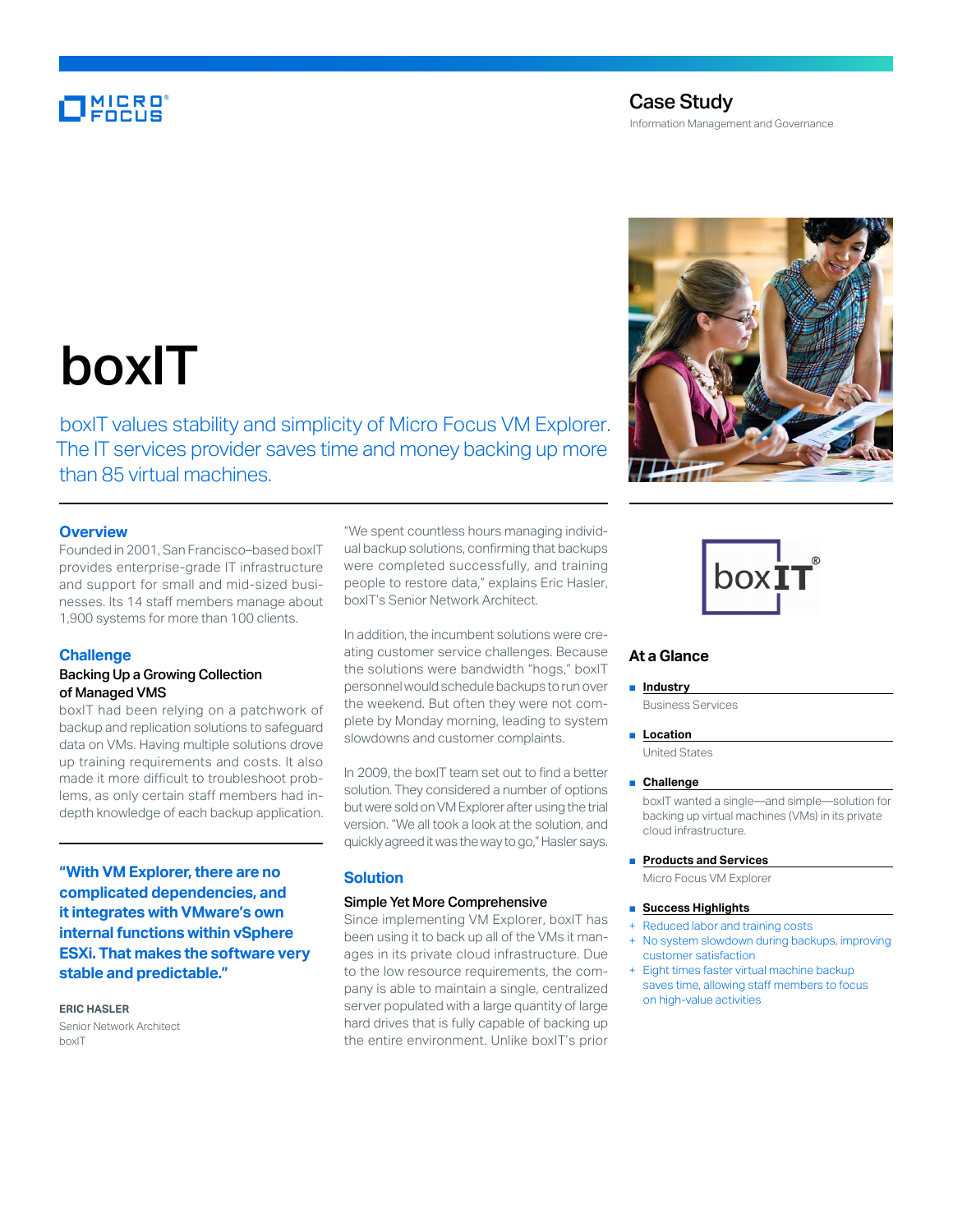Case Study

Information Management and Governance

# boxIT

boxIT values stability and simplicity of Micro Focus VM Explorer. The IT services provider saves time and money backing up more than 85 virtual machines.

## Overview

Founded in 2001, San Francisco–based boxIT provides enterprise-grade IT infrastructure and support for small and mid-sized businesses. Its 14 staff members manage about 1,900 systems for more than 100 clients.

## Challenge

### Backing Up a Growing Collection of Managed VMS

boxIT had been relying on a patchwork of backup and replication solutions to safeguard data on VMs. Having multiple solutions drove up training requirements and costs. It also made it more difficult to troubleshoot problems, as only certain staff members had in-depth knowledge of each backup application.

**"With VM Explorer, there are no complicated dependencies, and it integrates with VMware's own internal functions within vSphere ESXi. That makes the software very stable and predictable."**

**ERIC HASLER**
Senior Network Architect
boxIT

"We spent countless hours managing individual backup solutions, confirming that backups were completed successfully, and training people to restore data," explains Eric Hasler, boxIT's Senior Network Architect.

In addition, the incumbent solutions were creating customer service challenges. Because the solutions were bandwidth "hogs," boxIT personnel would schedule backups to run over the weekend. But often they were not complete by Monday morning, leading to system slowdowns and customer complaints.

In 2009, the boxIT team set out to find a better solution. They considered a number of options but were sold on VM Explorer after using the trial version. "We all took a look at the solution, and quickly agreed it was the way to go," Hasler says.

## Solution

### Simple Yet More Comprehensive

Since implementing VM Explorer, boxIT has been using it to back up all of the VMs it manages in its private cloud infrastructure. Due to the low resource requirements, the company is able to maintain a single, centralized server populated with a large quantity of large hard drives that is fully capable of backing up the entire environment. Unlike boxIT's prior

## At a Glance

- **Industry**

  Business Services

- **Location**

  United States

- **Challenge**

  boxIT wanted a single—and simple—solution for backing up virtual machines (VMs) in its private cloud infrastructure.

- **Products and Services**

  Micro Focus VM Explorer

- **Success Highlights**

  + Reduced labor and training costs
  + No system slowdown during backups, improving customer satisfaction
  + Eight times faster virtual machine backup saves time, allowing staff members to focus on high-value activities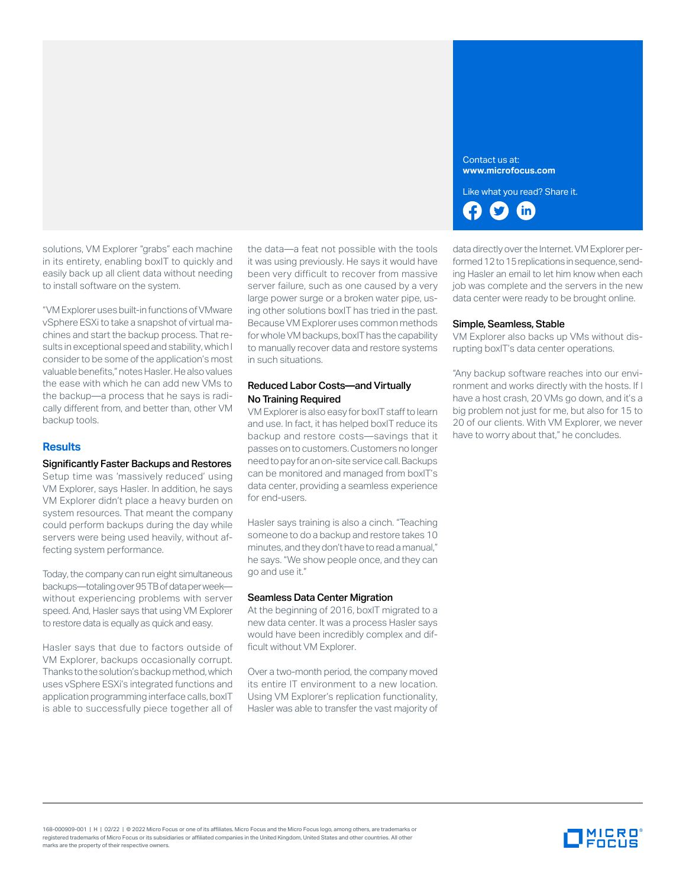solutions, VM Explorer "grabs" each machine in its entirety, enabling boxIT to quickly and easily back up all client data without needing to install software on the system.

"VM Explorer uses built-in functions of VMware vSphere ESXi to take a snapshot of virtual machines and start the backup process. That results in exceptional speed and stability, which I consider to be some of the application's most valuable benefits," notes Hasler. He also values the ease with which he can add new VMs to the backup—a process that he says is radically different from, and better than, other VM backup tools.

## Results

### Significantly Faster Backups and Restores

Setup time was 'massively reduced' using VM Explorer, says Hasler. In addition, he says VM Explorer didn't place a heavy burden on system resources. That meant the company could perform backups during the day while servers were being used heavily, without affecting system performance.

Today, the company can run eight simultaneous backups—totaling over 95 TB of data per week—without experiencing problems with server speed. And, Hasler says that using VM Explorer to restore data is equally as quick and easy.

Hasler says that due to factors outside of VM Explorer, backups occasionally corrupt. Thanks to the solution's backup method, which uses vSphere ESXi's integrated functions and application programming interface calls, boxIT is able to successfully piece together all of the data—a feat not possible with the tools it was using previously. He says it would have been very difficult to recover from massive server failure, such as one caused by a very large power surge or a broken water pipe, using other solutions boxIT has tried in the past. Because VM Explorer uses common methods for whole VM backups, boxIT has the capability to manually recover data and restore systems in such situations.

### Reduced Labor Costs—and Virtually No Training Required

VM Explorer is also easy for boxIT staff to learn and use. In fact, it has helped boxIT reduce its backup and restore costs—savings that it passes on to customers. Customers no longer need to pay for an on-site service call. Backups can be monitored and managed from boxIT's data center, providing a seamless experience for end-users.

Hasler says training is also a cinch. "Teaching someone to do a backup and restore takes 10 minutes, and they don't have to read a manual," he says. "We show people once, and they can go and use it."

### Seamless Data Center Migration

At the beginning of 2016, boxIT migrated to a new data center. It was a process Hasler says would have been incredibly complex and difficult without VM Explorer.

Over a two-month period, the company moved its entire IT environment to a new location. Using VM Explorer's replication functionality, Hasler was able to transfer the vast majority of data directly over the Internet. VM Explorer performed 12 to 15 replications in sequence, sending Hasler an email to let him know when each job was complete and the servers in the new data center were ready to be brought online.

### Simple, Seamless, Stable

VM Explorer also backs up VMs without disrupting boxIT's data center operations.

"Any backup software reaches into our environment and works directly with the hosts. If I have a host crash, 20 VMs go down, and it's a big problem not just for me, but also for 15 to 20 of our clients. With VM Explorer, we never have to worry about that," he concludes.

Contact us at:
**www.microfocus.com**

Like what you read? Share it.

168-000909-001 | H | 02/22 | © 2022 Micro Focus or one of its affiliates. Micro Focus and the Micro Focus logo, among others, are trademarks or registered trademarks of Micro Focus or its subsidiaries or affiliated companies in the United Kingdom, United States and other countries. All other marks are the property of their respective owners.